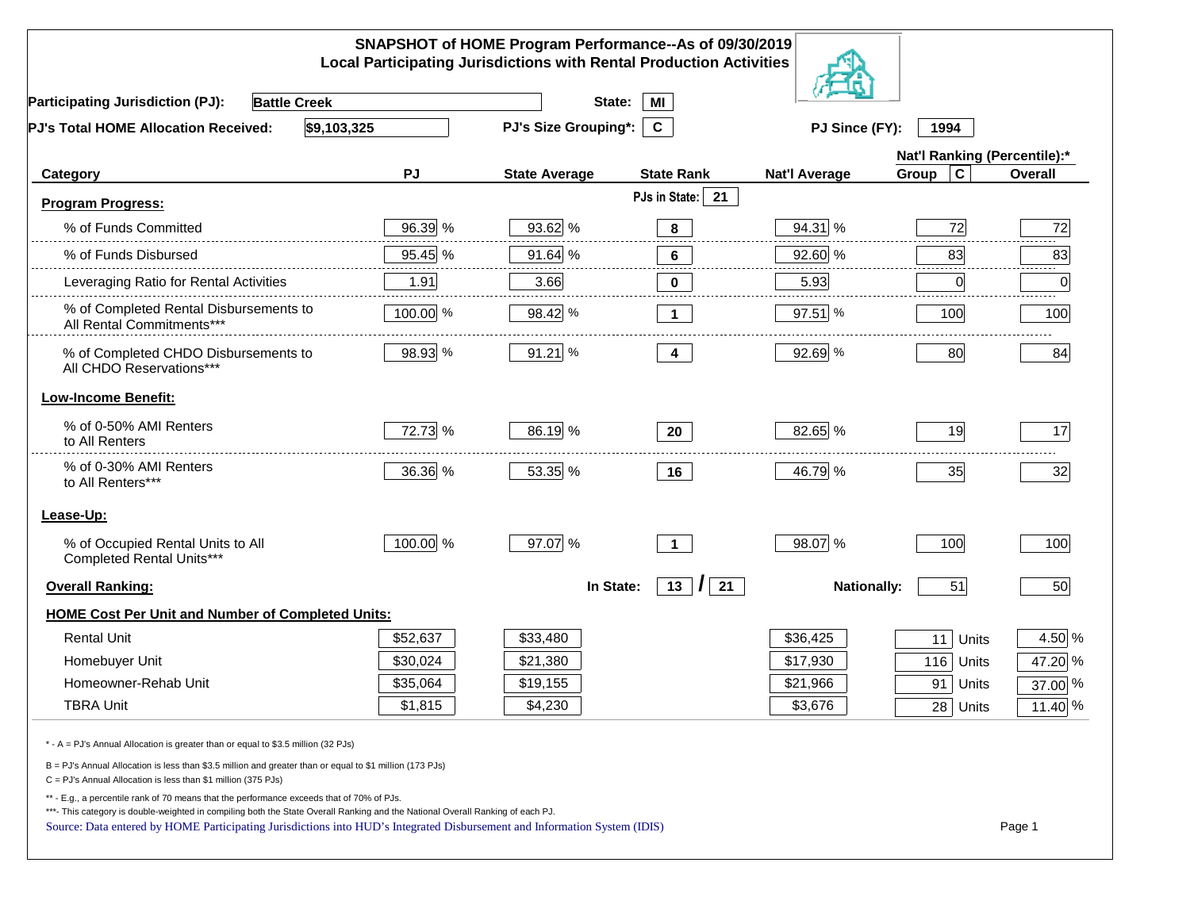## SNAPSHOT of HOME Program Performance--As of 09/30/2019
## Local Participating Jurisdictions with Rental Production Activities

**Participating Jurisdiction (PJ):** Battle Creek **State:** MI

**PJ's Total HOME Allocation Received:** $9,103,325 **PJ's Size Grouping*:** C **PJ Since (FY):** 1994

| Category | PJ | State Average | State Rank | Nat'l Average | Nat'l Ranking (Percentile):* Group C | Overall |
|---|---|---|---|---|---|---|
| **Program Progress:** | | | PJs in State: 21 | | | |
| % of Funds Committed | 96.39 % | 93.62 % | 8 | 94.31 % | 72 | 72 |
| % of Funds Disbursed | 95.45 % | 91.64 % | 6 | 92.60 % | 83 | 83 |
| Leveraging Ratio for Rental Activities | 1.91 | 3.66 | 0 | 5.93 | 0 | 0 |
| % of Completed Rental Disbursements to All Rental Commitments*** | 100.00 % | 98.42 % | 1 | 97.51 % | 100 | 100 |
| % of Completed CHDO Disbursements to All CHDO Reservations*** | 98.93 % | 91.21 % | 4 | 92.69 % | 80 | 84 |
| **Low-Income Benefit:** | | | | | | |
| % of 0-50% AMI Renters to All Renters | 72.73 % | 86.19 % | 20 | 82.65 % | 19 | 17 |
| % of 0-30% AMI Renters to All Renters*** | 36.36 % | 53.35 % | 16 | 46.79 % | 35 | 32 |
| **Lease-Up:** | | | | | | |
| % of Occupied Rental Units to All Completed Rental Units*** | 100.00 % | 97.07 % | 1 | 98.07 % | 100 | 100 |
| **Overall Ranking:** | | In State: | 13 / 21 | Nationally: | 51 | 50 |
| **HOME Cost Per Unit and Number of Completed Units:** | | | | | | |
| Rental Unit | $52,637 | $33,480 | | $36,425 | 11 Units | 4.50 % |
| Homebuyer Unit | $30,024 | $21,380 | | $17,930 | 116 Units | 47.20 % |
| Homeowner-Rehab Unit | $35,064 | $19,155 | | $21,966 | 91 Units | 37.00 % |
| TBRA Unit | $1,815 | $4,230 | | $3,676 | 28 Units | 11.40 % |

\* - A = PJ's Annual Allocation is greater than or equal to $3.5 million (32 PJs)

B = PJ's Annual Allocation is less than $3.5 million and greater than or equal to $1 million (173 PJs)

C = PJ's Annual Allocation is less than $1 million (375 PJs)

** - E.g., a percentile rank of 70 means that the performance exceeds that of 70% of PJs.

***- This category is double-weighted in compiling both the State Overall Ranking and the National Overall Ranking of each PJ.

Source: Data entered by HOME Participating Jurisdictions into HUD's Integrated Disbursement and Information System (IDIS)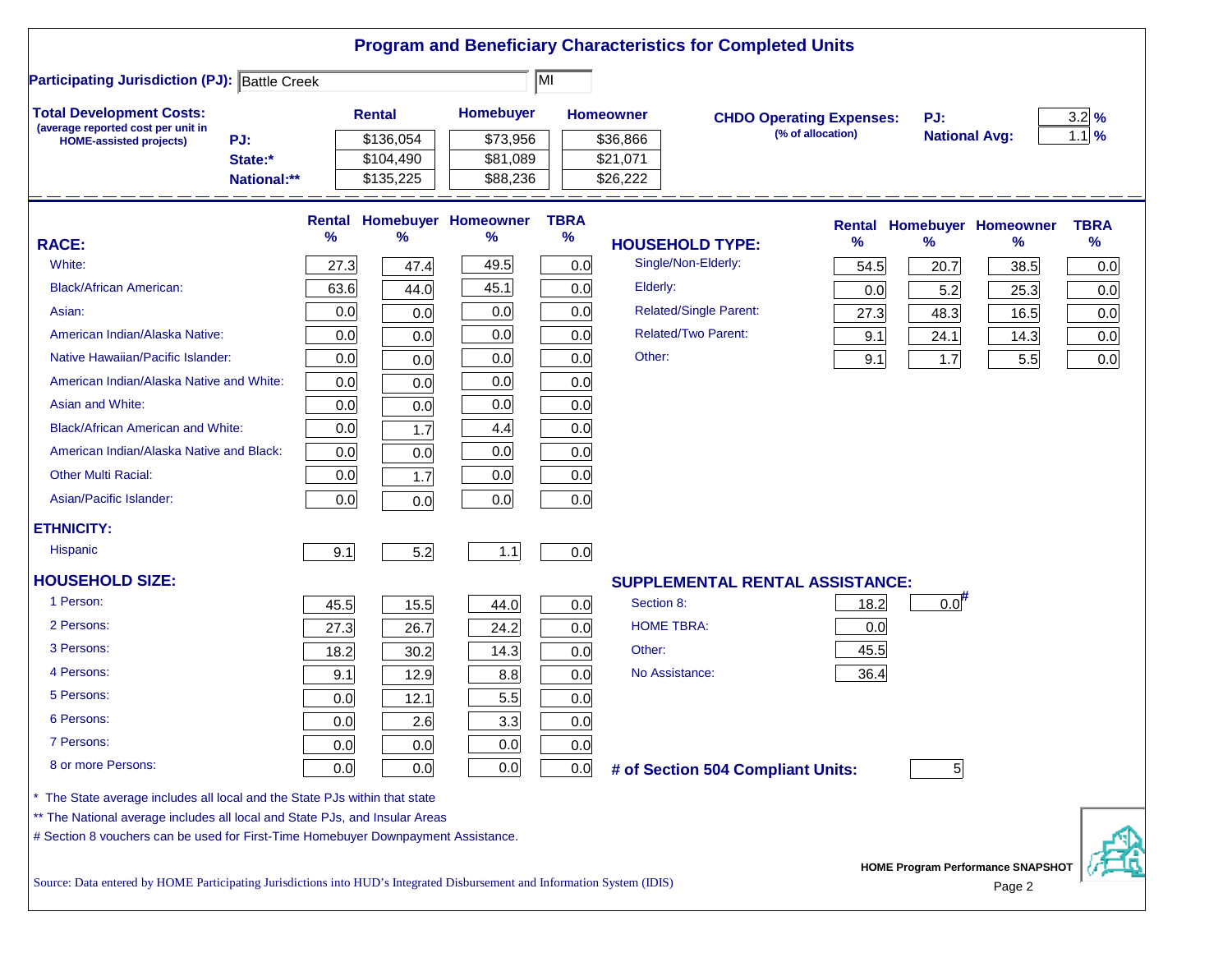# Program and Beneficiary Characteristics for Completed Units

**Participating Jurisdiction (PJ):** Battle Creek | MI

**Total Development Costs:** (average reported cost per unit in HOME-assisted projects)

| | Rental | Homebuyer | Homeowner |
|---|---|---|---|
| PJ: | $136,054 | $73,956 | $36,866 |
| State:* | $104,490 | $81,089 | $21,071 |
| National:** | $135,225 | $88,236 | $26,222 |

**CHDO Operating Expenses:** (% of allocation)

| | |
|---|---|
| PJ: | 3.2 % |
| National Avg: | 1.1 % |

| RACE: | Rental % | Homebuyer % | Homeowner % | TBRA % |
|---|---|---|---|---|
| White: | 27.3 | 47.4 | 49.5 | 0.0 |
| Black/African American: | 63.6 | 44.0 | 45.1 | 0.0 |
| Asian: | 0.0 | 0.0 | 0.0 | 0.0 |
| American Indian/Alaska Native: | 0.0 | 0.0 | 0.0 | 0.0 |
| Native Hawaiian/Pacific Islander: | 0.0 | 0.0 | 0.0 | 0.0 |
| American Indian/Alaska Native and White: | 0.0 | 0.0 | 0.0 | 0.0 |
| Asian and White: | 0.0 | 0.0 | 0.0 | 0.0 |
| Black/African American and White: | 0.0 | 1.7 | 4.4 | 0.0 |
| American Indian/Alaska Native and Black: | 0.0 | 0.0 | 0.0 | 0.0 |
| Other Multi Racial: | 0.0 | 1.7 | 0.0 | 0.0 |
| Asian/Pacific Islander: | 0.0 | 0.0 | 0.0 | 0.0 |
| **ETHNICITY:** | | | | |
| Hispanic | 9.1 | 5.2 | 1.1 | 0.0 |
| **HOUSEHOLD SIZE:** | | | | |
| 1 Person: | 45.5 | 15.5 | 44.0 | 0.0 |
| 2 Persons: | 27.3 | 26.7 | 24.2 | 0.0 |
| 3 Persons: | 18.2 | 30.2 | 14.3 | 0.0 |
| 4 Persons: | 9.1 | 12.9 | 8.8 | 0.0 |
| 5 Persons: | 0.0 | 12.1 | 5.5 | 0.0 |
| 6 Persons: | 0.0 | 2.6 | 3.3 | 0.0 |
| 7 Persons: | 0.0 | 0.0 | 0.0 | 0.0 |
| 8 or more Persons: | 0.0 | 0.0 | 0.0 | 0.0 |

| HOUSEHOLD TYPE: | Rental % | Homebuyer % | Homeowner % | TBRA % |
|---|---|---|---|---|
| Single/Non-Elderly: | 54.5 | 20.7 | 38.5 | 0.0 |
| Elderly: | 0.0 | 5.2 | 25.3 | 0.0 |
| Related/Single Parent: | 27.3 | 48.3 | 16.5 | 0.0 |
| Related/Two Parent: | 9.1 | 24.1 | 14.3 | 0.0 |
| Other: | 9.1 | 1.7 | 5.5 | 0.0 |

**SUPPLEMENTAL RENTAL ASSISTANCE:**

| | Rental | Homebuyer |
|---|---|---|
| Section 8: | 18.2 | 0.0# |
| HOME TBRA: | 0.0 | |
| Other: | 45.5 | |
| No Assistance: | 36.4 | |

**# of Section 504 Compliant Units:** 5

\* The State average includes all local and the State PJs within that state

** The National average includes all local and State PJs, and Insular Areas

# Section 8 vouchers can be used for First-Time Homebuyer Downpayment Assistance.

Source: Data entered by HOME Participating Jurisdictions into HUD's Integrated Disbursement and Information System (IDIS)

HOME Program Performance SNAPSHOT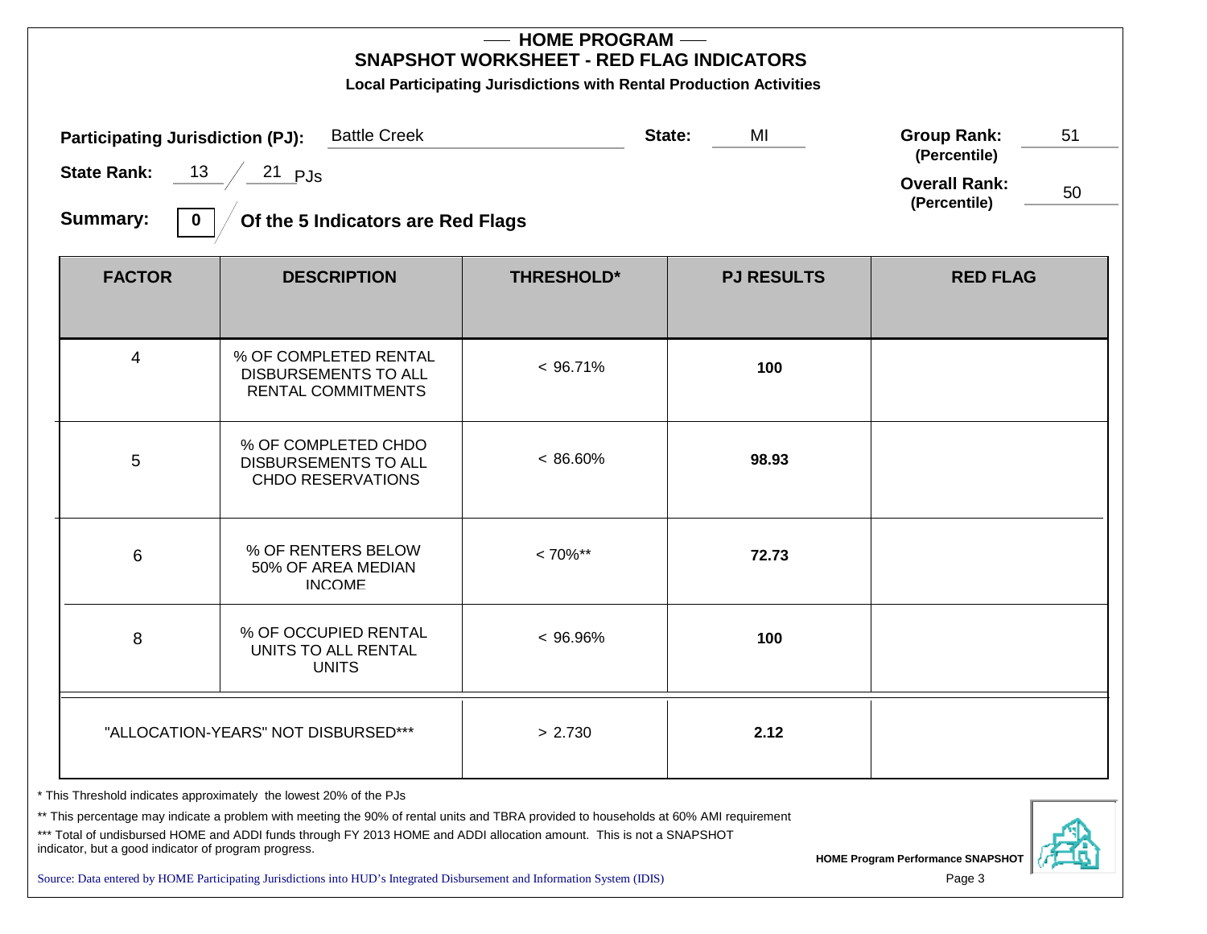# — HOME PROGRAM —
## SNAPSHOT WORKSHEET - RED FLAG INDICATORS
**Local Participating Jurisdictions with Rental Production Activities**

**Participating Jurisdiction (PJ):** Battle Creek  **State:** MI  **Group Rank:** 51 **(Percentile)**

**State Rank:** 13 / 21 PJs  **Overall Rank:** 50 **(Percentile)**

**Summary:** 0 / **Of the 5 Indicators are Red Flags**

| FACTOR | DESCRIPTION | THRESHOLD* | PJ RESULTS | RED FLAG |
| --- | --- | --- | --- | --- |
| 4 | % OF COMPLETED RENTAL DISBURSEMENTS TO ALL RENTAL COMMITMENTS | < 96.71% | **100** | |
| 5 | % OF COMPLETED CHDO DISBURSEMENTS TO ALL CHDO RESERVATIONS | < 86.60% | **98.93** | |
| 6 | % OF RENTERS BELOW 50% OF AREA MEDIAN INCOME | < 70%** | **72.73** | |
| 8 | % OF OCCUPIED RENTAL UNITS TO ALL RENTAL UNITS | < 96.96% | **100** | |
| "ALLOCATION-YEARS" NOT DISBURSED*** | | > 2.730 | **2.12** | |

* This Threshold indicates approximately the lowest 20% of the PJs

** This percentage may indicate a problem with meeting the 90% of rental units and TBRA provided to households at 60% AMI requirement

*** Total of undisbursed HOME and ADDI funds through FY 2013 HOME and ADDI allocation amount. This is not a SNAPSHOT indicator, but a good indicator of program progress.

Source: Data entered by HOME Participating Jurisdictions into HUD's Integrated Disbursement and Information System (IDIS)

**HOME Program Performance SNAPSHOT**